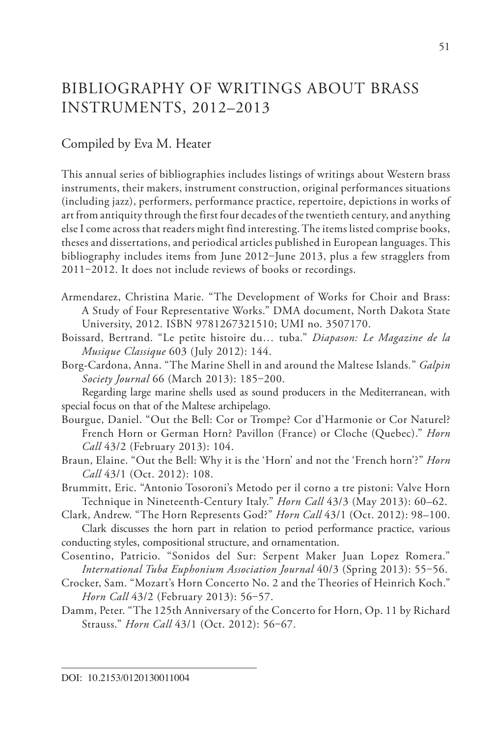# BIBLIOGRAPHY OF WRITINGS ABOUT BRASS INSTRUMENTS, 2012–2013

Compiled by Eva M. Heater

This annual series of bibliographies includes listings of writings about Western brass instruments, their makers, instrument construction, original performances situations (including jazz), performers, performance practice, repertoire, depictions in works of art from antiquity through the first four decades of the twentieth century, and anything else I come across that readers might find interesting. The items listed comprise books, theses and dissertations, and periodical articles published in European languages. This bibliography includes items from June 2012–June 2013, plus a few stragglers from 2011–2012. It does not include reviews of books or recordings.

Armendarez, Christina Marie. "The Development of Works for Choir and Brass: A Study of Four Representative Works." DMA document, North Dakota State University, 2012. ISBN 9781267321510; UMI no. 3507170.

Boissard, Bertrand. "Le petite histoire du… tuba." *Diapason: Le Magazine de la Musique Classique* 603 (July 2012): 144.

Borg-Cardona, Anna. "The Marine Shell in and around the Maltese Islands." *Galpin Society Journal* 66 (March 2013): 185–200.

Regarding large marine shells used as sound producers in the Mediterranean, with special focus on that of the Maltese archipelago.

Bourgue, Daniel. "Out the Bell: Cor or Trompe? Cor d'Harmonie or Cor Naturel? French Horn or German Horn? Pavillon (France) or Cloche (Quebec)." *Horn Call* 43/2 (February 2013): 104.

Braun, Elaine. "Out the Bell: Why it is the 'Horn' and not the 'French horn'?" *Horn Call* 43/1 (Oct. 2012): 108.

Brummitt, Eric. "Antonio Tosoroni's Metodo per il corno a tre pistoni: Valve Horn Technique in Nineteenth-Century Italy." *Horn Call* 43/3 (May 2013): 60–62.

Clark, Andrew. "The Horn Represents God?" *Horn Call* 43/1 (Oct. 2012): 98–100.

Clark discusses the horn part in relation to period performance practice, various conducting styles, compositional structure, and ornamentation.

Cosentino, Patricio. "Sonidos del Sur: Serpent Maker Juan Lopez Romera." *International Tuba Euphonium Association Journal* 40/3 (Spring 2013): 55–56.

Crocker, Sam. "Mozart's Horn Concerto No. 2 and the Theories of Heinrich Koch." *Horn Call* 43/2 (February 2013): 56–57.

Damm, Peter. "The 125th Anniversary of the Concerto for Horn, Op. 11 by Richard Strauss." *Horn Call* 43/1 (Oct. 2012): 56–67.

DOI: 10.2153/0120130011004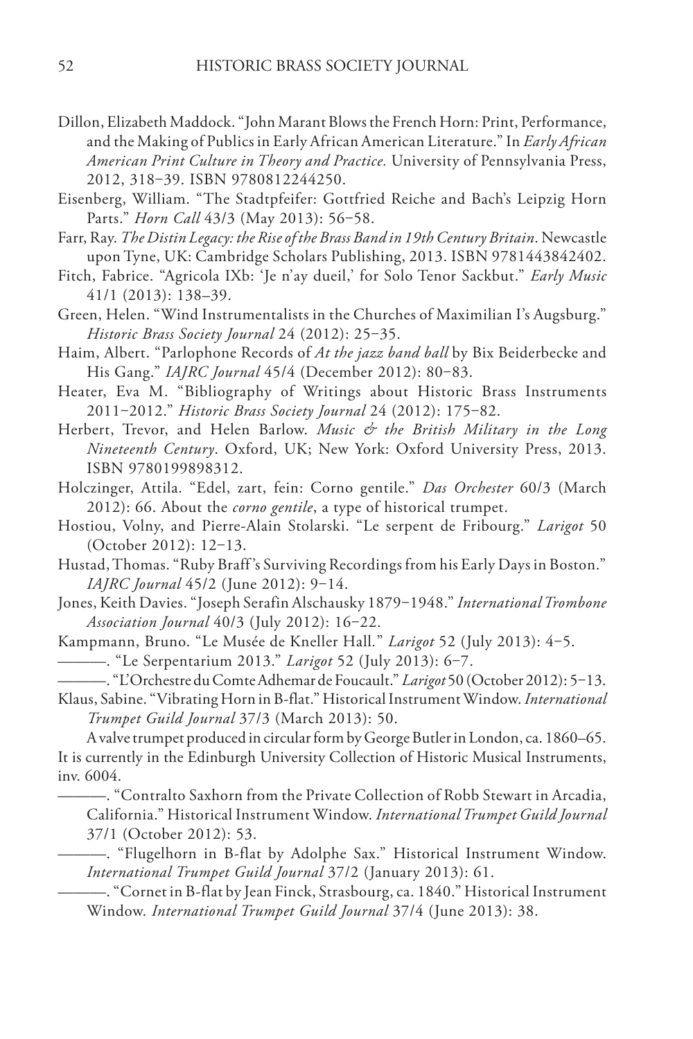Dillon, Elizabeth Maddock. "John Marant Blows the French Horn: Print, Performance, and the Making of Publics in Early African American Literature." In *Early African American Print Culture in Theory and Practice.* University of Pennsylvania Press, 2012, 318–39. ISBN 9780812244250.

Eisenberg, William. "The Stadtpfeifer: Gottfried Reiche and Bach's Leipzig Horn Parts." *Horn Call* 43/3 (May 2013): 56–58.

Farr, Ray. *The Distin Legacy: the Rise of the Brass Band in 19th Century Britain*. Newcastle upon Tyne, UK: Cambridge Scholars Publishing, 2013. ISBN 9781443842402.

Fitch, Fabrice. "Agricola IXb: 'Je n'ay dueil,' for Solo Tenor Sackbut." *Early Music* 41/1 (2013): 138–39.

Green, Helen. "Wind Instrumentalists in the Churches of Maximilian I's Augsburg." *Historic Brass Society Journal* 24 (2012): 25–35.

Haim, Albert. "Parlophone Records of *At the jazz band ball* by Bix Beiderbecke and His Gang." *IAJRC Journal* 45/4 (December 2012): 80–83.

Heater, Eva M. "Bibliography of Writings about Historic Brass Instruments 2011–2012." *Historic Brass Society Journal* 24 (2012): 175–82.

Herbert, Trevor, and Helen Barlow. *Music & the British Military in the Long Nineteenth Century*. Oxford, UK; New York: Oxford University Press, 2013. ISBN 9780199898312.

Holczinger, Attila. "Edel, zart, fein: Corno gentile." *Das Orchester* 60/3 (March 2012): 66. About the *corno gentile*, a type of historical trumpet.

Hostiou, Volny, and Pierre-Alain Stolarski. "Le serpent de Fribourg." *Larigot* 50 (October 2012): 12–13.

Hustad, Thomas. "Ruby Braff's Surviving Recordings from his Early Days in Boston." *IAJRC Journal* 45/2 (June 2012): 9–14.

Jones, Keith Davies. "Joseph Serafin Alschausky 1879–1948." *International Trombone Association Journal* 40/3 (July 2012): 16–22.

Kampmann, Bruno. "Le Musée de Kneller Hall." *Larigot* 52 (July 2013): 4–5.

———. "Le Serpentarium 2013." *Larigot* 52 (July 2013): 6–7.

———. "L'Orchestre du Comte Adhemar de Foucault." *Larigot* 50 (October 2012): 5–13.

Klaus, Sabine. "Vibrating Horn in B-flat." Historical Instrument Window. *International Trumpet Guild Journal* 37/3 (March 2013): 50.

A valve trumpet produced in circular form by George Butler in London, ca. 1860–65. It is currently in the Edinburgh University Collection of Historic Musical Instruments, inv. 6004.

———. "Contralto Saxhorn from the Private Collection of Robb Stewart in Arcadia, California." Historical Instrument Window. *International Trumpet Guild Journal* 37/1 (October 2012): 53.

———. "Flugelhorn in B-flat by Adolphe Sax." Historical Instrument Window. *International Trumpet Guild Journal* 37/2 (January 2013): 61.

———. "Cornet in B-flat by Jean Finck, Strasbourg, ca. 1840." Historical Instrument Window. *International Trumpet Guild Journal* 37/4 (June 2013): 38.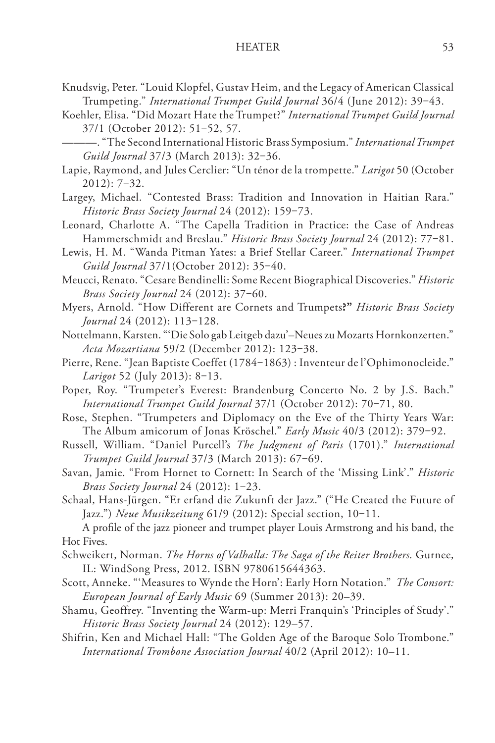Knudsvig, Peter. “Louid Klopfel, Gustav Heim, and the Legacy of American Classical Trumpeting.” *International Trumpet Guild Journal* 36/4 (June 2012): 39–43.

Koehler, Elisa. “Did Mozart Hate the Trumpet?” *International Trumpet Guild Journal* 37/1 (October 2012): 51–52, 57.

———. “The Second International Historic Brass Symposium.” *International Trumpet Guild Journal* 37/3 (March 2013): 32–36.

Lapie, Raymond, and Jules Cerclier: “Un ténor de la trompette.” *Larigot* 50 (October 2012): 7–32.

Largey, Michael. “Contested Brass: Tradition and Innovation in Haitian Rara.” *Historic Brass Society Journal* 24 (2012): 159–73.

Leonard, Charlotte A. “The Capella Tradition in Practice: the Case of Andreas Hammerschmidt and Breslau.” *Historic Brass Society Journal* 24 (2012): 77–81.

Lewis, H. M. “Wanda Pitman Yates: a Brief Stellar Career.” *International Trumpet Guild Journal* 37/1(October 2012): 35–40.

Meucci, Renato. “Cesare Bendinelli: Some Recent Biographical Discoveries.” *Historic Brass Society Journal* 24 (2012): 37–60.

Myers, Arnold. “How Different are Cornets and Trumpets**?”** *Historic Brass Society Journal* 24 (2012): 113–128.

Nottelmann, Karsten. “‘Die Solo gab Leitgeb dazu’–Neues zu Mozarts Hornkonzerten.” *Acta Mozartiana* 59/2 (December 2012): 123–38.

Pierre, Rene. “Jean Baptiste Coeffet (1784–1863) : Inventeur de l’Ophimonocleide.” *Larigot* 52 (July 2013): 8–13.

Poper, Roy. “Trumpeter’s Everest: Brandenburg Concerto No. 2 by J.S. Bach.” *International Trumpet Guild Journal* 37/1 (October 2012): 70–71, 80.

Rose, Stephen. “Trumpeters and Diplomacy on the Eve of the Thirty Years War: The Album amicorum of Jonas Kröschel.” *Early Music* 40/3 (2012): 379–92.

Russell, William. “Daniel Purcell’s *The Judgment of Paris* (1701).” *International Trumpet Guild Journal* 37/3 (March 2013): 67–69.

Savan, Jamie. “From Hornet to Cornett: In Search of the ‘Missing Link’.” *Historic Brass Society Journal* 24 (2012): 1–23.

Schaal, Hans-Jürgen. “Er erfand die Zukunft der Jazz.” (“He Created the Future of Jazz.”) *Neue Musikzeitung* 61/9 (2012): Special section, 10–11.

A profile of the jazz pioneer and trumpet player Louis Armstrong and his band, the Hot Fives.

Schweikert, Norman. *The Horns of Valhalla: The Saga of the Reiter Brothers.* Gurnee, IL: WindSong Press, 2012. ISBN 9780615644363.

Scott, Anneke. “‘Measures to Wynde the Horn’: Early Horn Notation.” *The Consort: European Journal of Early Music* 69 (Summer 2013): 20–39.

Shamu, Geoffrey. “Inventing the Warm-up: Merri Franquin’s ‘Principles of Study’.” *Historic Brass Society Journal* 24 (2012): 129–57.

Shifrin, Ken and Michael Hall: “The Golden Age of the Baroque Solo Trombone.” *International Trombone Association Journal* 40/2 (April 2012): 10–11.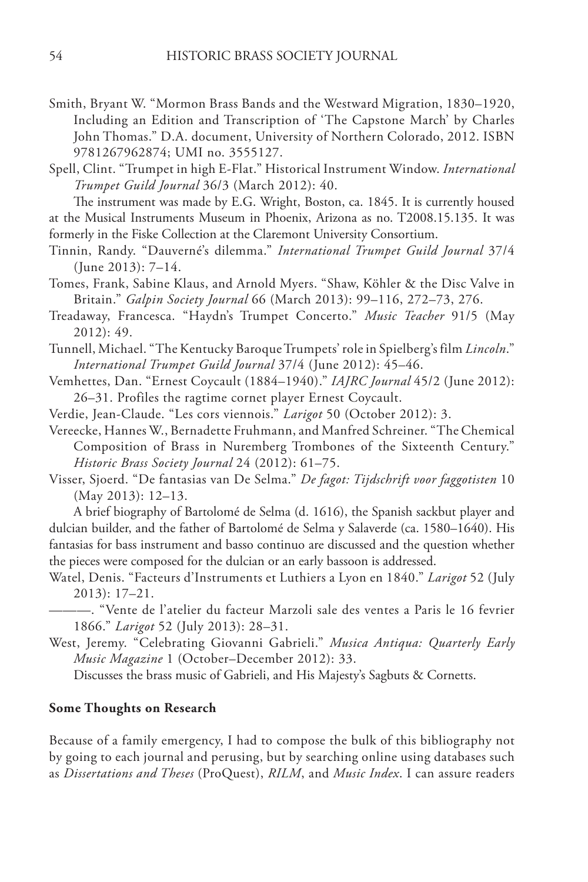Smith, Bryant W. "Mormon Brass Bands and the Westward Migration, 1830–1920, Including an Edition and Transcription of 'The Capstone March' by Charles John Thomas." D.A. document, University of Northern Colorado, 2012. ISBN 9781267962874; UMI no. 3555127.

Spell, Clint. "Trumpet in high E-Flat." Historical Instrument Window. *International Trumpet Guild Journal* 36/3 (March 2012): 40.

The instrument was made by E.G. Wright, Boston, ca. 1845. It is currently housed at the Musical Instruments Museum in Phoenix, Arizona as no. T2008.15.135. It was formerly in the Fiske Collection at the Claremont University Consortium.

Tinnin, Randy. "Dauverné's dilemma." *International Trumpet Guild Journal* 37/4 (June 2013): 7–14.

Tomes, Frank, Sabine Klaus, and Arnold Myers. "Shaw, Köhler & the Disc Valve in Britain." *Galpin Society Journal* 66 (March 2013): 99–116, 272–73, 276.

Treadaway, Francesca. "Haydn's Trumpet Concerto." *Music Teacher* 91/5 (May 2012): 49.

Tunnell, Michael. "The Kentucky Baroque Trumpets' role in Spielberg's film *Lincoln*." *International Trumpet Guild Journal* 37/4 (June 2012): 45–46.

Vemhettes, Dan. "Ernest Coycault (1884–1940)." *IAJRC Journal* 45/2 (June 2012): 26–31. Profiles the ragtime cornet player Ernest Coycault.

Verdie, Jean-Claude. "Les cors viennois." *Larigot* 50 (October 2012): 3.

Vereecke, Hannes W., Bernadette Fruhmann, and Manfred Schreiner. "The Chemical Composition of Brass in Nuremberg Trombones of the Sixteenth Century." *Historic Brass Society Journal* 24 (2012): 61–75.

Visser, Sjoerd. "De fantasias van De Selma." *De fagot: Tijdschrift voor faggotisten* 10 (May 2013): 12–13.

A brief biography of Bartolomé de Selma (d. 1616), the Spanish sackbut player and dulcian builder, and the father of Bartolomé de Selma y Salaverde (ca. 1580–1640). His fantasias for bass instrument and basso continuo are discussed and the question whether the pieces were composed for the dulcian or an early bassoon is addressed.

Watel, Denis. "Facteurs d'Instruments et Luthiers a Lyon en 1840." *Larigot* 52 (July 2013): 17–21.

———. "Vente de l'atelier du facteur Marzoli sale des ventes a Paris le 16 fevrier 1866." *Larigot* 52 (July 2013): 28–31.

West, Jeremy. "Celebrating Giovanni Gabrieli." *Musica Antiqua: Quarterly Early Music Magazine* 1 (October–December 2012): 33.

Discusses the brass music of Gabrieli, and His Majesty's Sagbuts & Cornetts.

**Some Thoughts on Research**

Because of a family emergency, I had to compose the bulk of this bibliography not by going to each journal and perusing, but by searching online using databases such as *Dissertations and Theses* (ProQuest), *RILM*, and *Music Index*. I can assure readers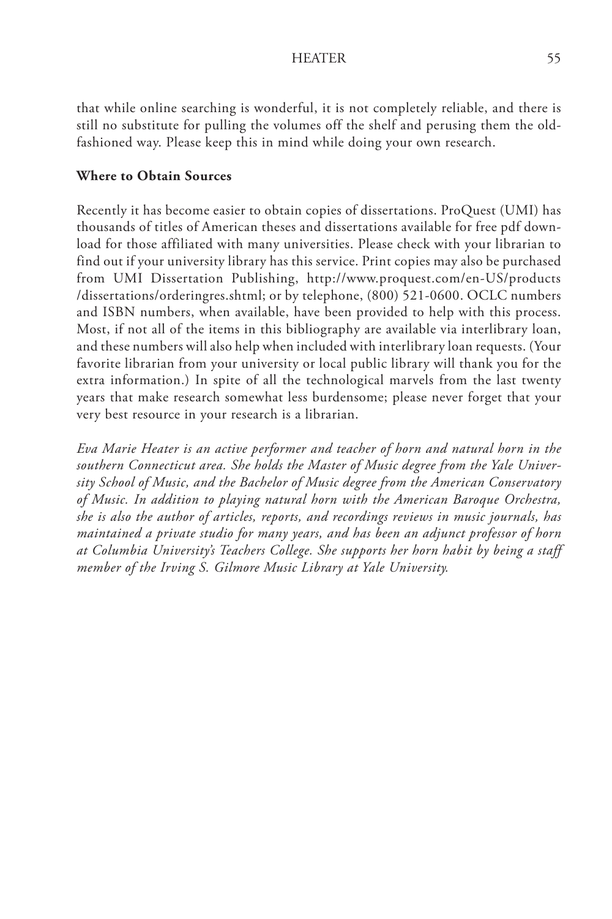that while online searching is wonderful, it is not completely reliable, and there is still no substitute for pulling the volumes off the shelf and perusing them the old-fashioned way. Please keep this in mind while doing your own research.

**Where to Obtain Sources**

Recently it has become easier to obtain copies of dissertations. ProQuest (UMI) has thousands of titles of American theses and dissertations available for free pdf download for those affiliated with many universities. Please check with your librarian to find out if your university library has this service. Print copies may also be purchased from UMI Dissertation Publishing, http://www.proquest.com/en-US/products/dissertations/orderingres.shtml; or by telephone, (800) 521-0600. OCLC numbers and ISBN numbers, when available, have been provided to help with this process. Most, if not all of the items in this bibliography are available via interlibrary loan, and these numbers will also help when included with interlibrary loan requests. (Your favorite librarian from your university or local public library will thank you for the extra information.) In spite of all the technological marvels from the last twenty years that make research somewhat less burdensome; please never forget that your very best resource in your research is a librarian.

*Eva Marie Heater is an active performer and teacher of horn and natural horn in the southern Connecticut area. She holds the Master of Music degree from the Yale University School of Music, and the Bachelor of Music degree from the American Conservatory of Music. In addition to playing natural horn with the American Baroque Orchestra, she is also the author of articles, reports, and recordings reviews in music journals, has maintained a private studio for many years, and has been an adjunct professor of horn at Columbia University's Teachers College. She supports her horn habit by being a staff member of the Irving S. Gilmore Music Library at Yale University.*